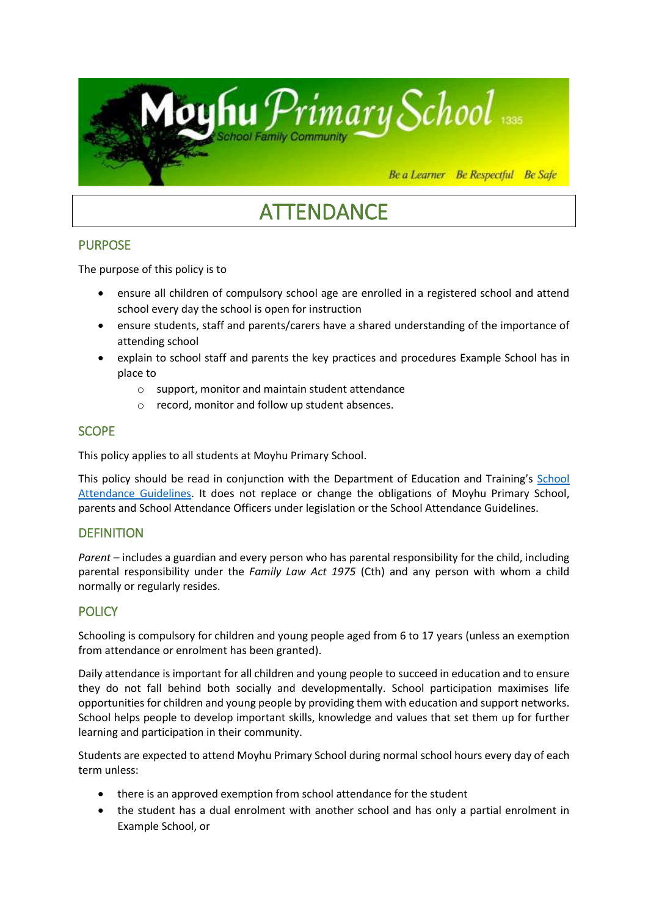# ATTENDANCE

## PURPOSE

The purpose of this policy is to

- ensure all children of compulsory school age are enrolled in a registered school and attend school every day the school is open for instruction
- ensure students, staff and parents/carers have a shared understanding of the importance of attending school
- explain to school staff and parents the key practices and procedures Example School has in place to
  - support, monitor and maintain student attendance
  - record, monitor and follow up student absences.

## SCOPE

This policy applies to all students at Moyhu Primary School.

This policy should be read in conjunction with the Department of Education and Training's School Attendance Guidelines. It does not replace or change the obligations of Moyhu Primary School, parents and School Attendance Officers under legislation or the School Attendance Guidelines.

## DEFINITION

*Parent* – includes a guardian and every person who has parental responsibility for the child, including parental responsibility under the *Family Law Act 1975* (Cth) and any person with whom a child normally or regularly resides.

## POLICY

Schooling is compulsory for children and young people aged from 6 to 17 years (unless an exemption from attendance or enrolment has been granted).

Daily attendance is important for all children and young people to succeed in education and to ensure they do not fall behind both socially and developmentally. School participation maximises life opportunities for children and young people by providing them with education and support networks. School helps people to develop important skills, knowledge and values that set them up for further learning and participation in their community.

Students are expected to attend Moyhu Primary School during normal school hours every day of each term unless:

- there is an approved exemption from school attendance for the student
- the student has a dual enrolment with another school and has only a partial enrolment in Example School, or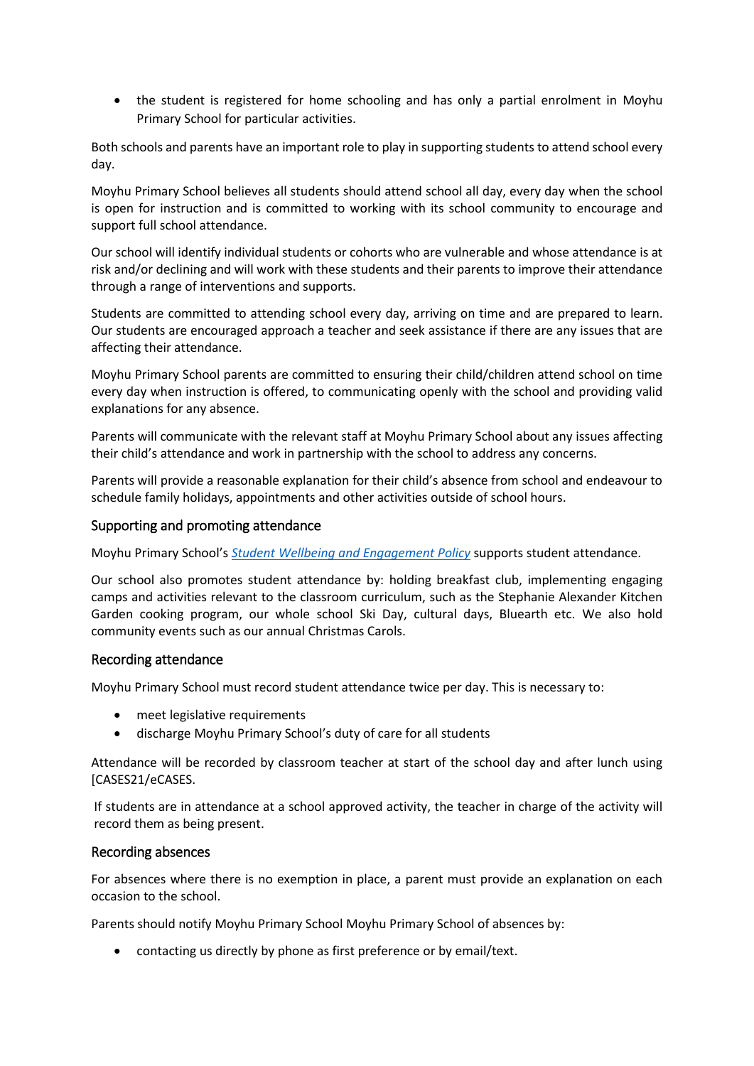- the student is registered for home schooling and has only a partial enrolment in Moyhu Primary School for particular activities.

Both schools and parents have an important role to play in supporting students to attend school every day.

Moyhu Primary School believes all students should attend school all day, every day when the school is open for instruction and is committed to working with its school community to encourage and support full school attendance.

Our school will identify individual students or cohorts who are vulnerable and whose attendance is at risk and/or declining and will work with these students and their parents to improve their attendance through a range of interventions and supports.

Students are committed to attending school every day, arriving on time and are prepared to learn. Our students are encouraged approach a teacher and seek assistance if there are any issues that are affecting their attendance.

Moyhu Primary School parents are committed to ensuring their child/children attend school on time every day when instruction is offered, to communicating openly with the school and providing valid explanations for any absence.

Parents will communicate with the relevant staff at Moyhu Primary School about any issues affecting their child's attendance and work in partnership with the school to address any concerns.

Parents will provide a reasonable explanation for their child's absence from school and endeavour to schedule family holidays, appointments and other activities outside of school hours.

## Supporting and promoting attendance

Moyhu Primary School's *Student Wellbeing and Engagement Policy* supports student attendance.

Our school also promotes student attendance by: holding breakfast club, implementing engaging camps and activities relevant to the classroom curriculum, such as the Stephanie Alexander Kitchen Garden cooking program, our whole school Ski Day, cultural days, Bluearth etc. We also hold community events such as our annual Christmas Carols.

## Recording attendance

Moyhu Primary School must record student attendance twice per day. This is necessary to:

- meet legislative requirements
- discharge Moyhu Primary School's duty of care for all students

Attendance will be recorded by classroom teacher at start of the school day and after lunch using [CASES21/eCASES.

If students are in attendance at a school approved activity, the teacher in charge of the activity will record them as being present.

## Recording absences

For absences where there is no exemption in place, a parent must provide an explanation on each occasion to the school.

Parents should notify Moyhu Primary School Moyhu Primary School of absences by:

- contacting us directly by phone as first preference or by email/text.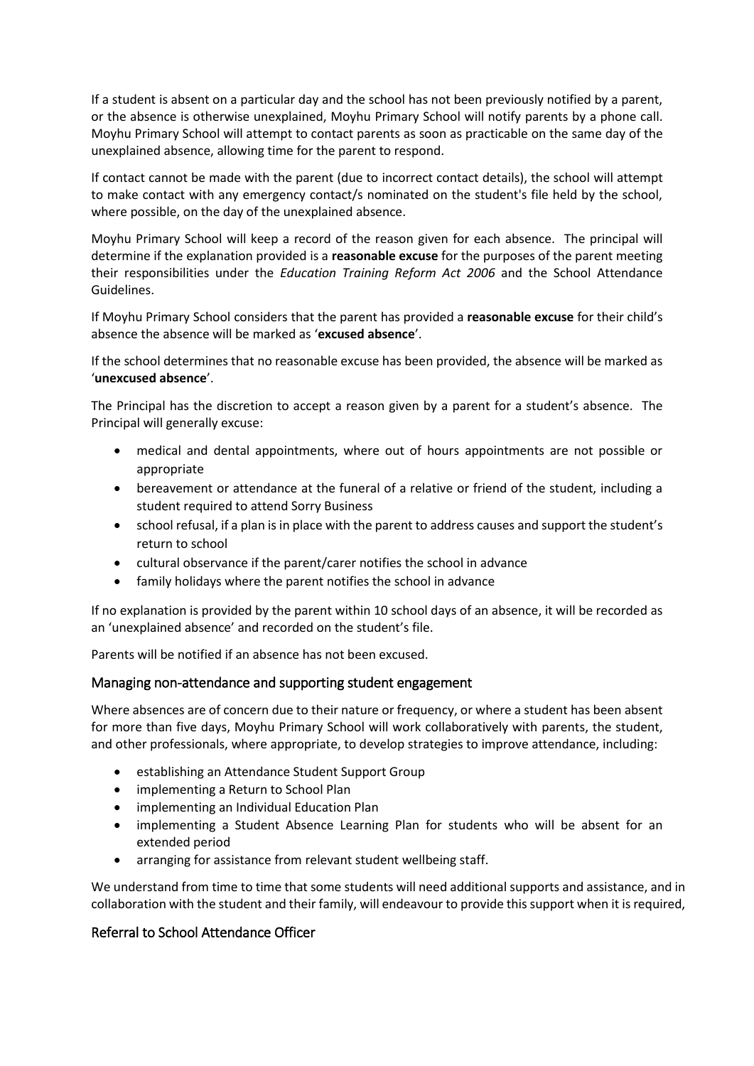If a student is absent on a particular day and the school has not been previously notified by a parent, or the absence is otherwise unexplained, Moyhu Primary School will notify parents by a phone call. Moyhu Primary School will attempt to contact parents as soon as practicable on the same day of the unexplained absence, allowing time for the parent to respond.

If contact cannot be made with the parent (due to incorrect contact details), the school will attempt to make contact with any emergency contact/s nominated on the student's file held by the school, where possible, on the day of the unexplained absence.

Moyhu Primary School will keep a record of the reason given for each absence. The principal will determine if the explanation provided is a **reasonable excuse** for the purposes of the parent meeting their responsibilities under the *Education Training Reform Act 2006* and the School Attendance Guidelines.

If Moyhu Primary School considers that the parent has provided a **reasonable excuse** for their child's absence the absence will be marked as '**excused absence**'.

If the school determines that no reasonable excuse has been provided, the absence will be marked as '**unexcused absence**'.

The Principal has the discretion to accept a reason given by a parent for a student's absence. The Principal will generally excuse:

- medical and dental appointments, where out of hours appointments are not possible or appropriate
- bereavement or attendance at the funeral of a relative or friend of the student, including a student required to attend Sorry Business
- school refusal, if a plan is in place with the parent to address causes and support the student's return to school
- cultural observance if the parent/carer notifies the school in advance
- family holidays where the parent notifies the school in advance

If no explanation is provided by the parent within 10 school days of an absence, it will be recorded as an 'unexplained absence' and recorded on the student's file.

Parents will be notified if an absence has not been excused.

## Managing non-attendance and supporting student engagement

Where absences are of concern due to their nature or frequency, or where a student has been absent for more than five days, Moyhu Primary School will work collaboratively with parents, the student, and other professionals, where appropriate, to develop strategies to improve attendance, including:

- establishing an Attendance Student Support Group
- implementing a Return to School Plan
- implementing an Individual Education Plan
- implementing a Student Absence Learning Plan for students who will be absent for an extended period
- arranging for assistance from relevant student wellbeing staff.

We understand from time to time that some students will need additional supports and assistance, and in collaboration with the student and their family, will endeavour to provide this support when it is required,

## Referral to School Attendance Officer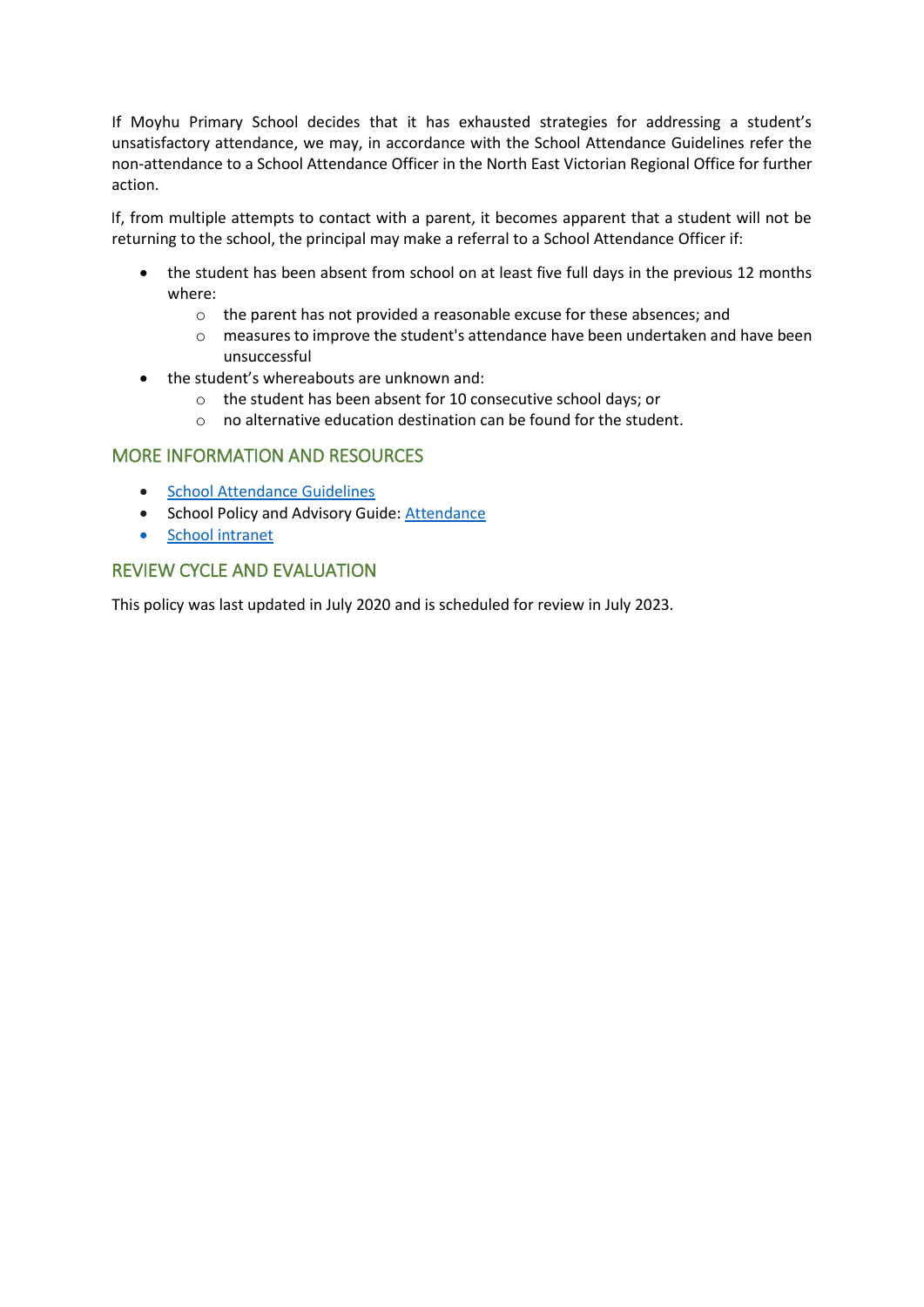If Moyhu Primary School decides that it has exhausted strategies for addressing a student's unsatisfactory attendance, we may, in accordance with the School Attendance Guidelines refer the non-attendance to a School Attendance Officer in the North East Victorian Regional Office for further action.

If, from multiple attempts to contact with a parent, it becomes apparent that a student will not be returning to the school, the principal may make a referral to a School Attendance Officer if:

- the student has been absent from school on at least five full days in the previous 12 months where:
  - the parent has not provided a reasonable excuse for these absences; and
  - measures to improve the student's attendance have been undertaken and have been unsuccessful
- the student's whereabouts are unknown and:
  - the student has been absent for 10 consecutive school days; or
  - no alternative education destination can be found for the student.

## MORE INFORMATION AND RESOURCES

- School Attendance Guidelines
- School Policy and Advisory Guide: Attendance
- School intranet

## REVIEW CYCLE AND EVALUATION

This policy was last updated in July 2020 and is scheduled for review in July 2023.